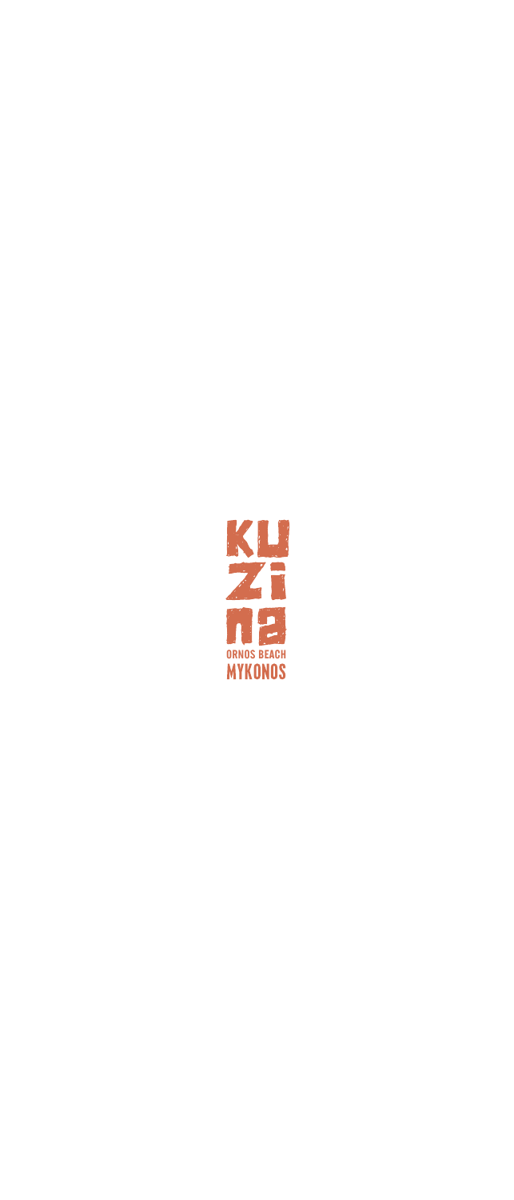# KUZINA

ORNOS BEACH

MYKONOS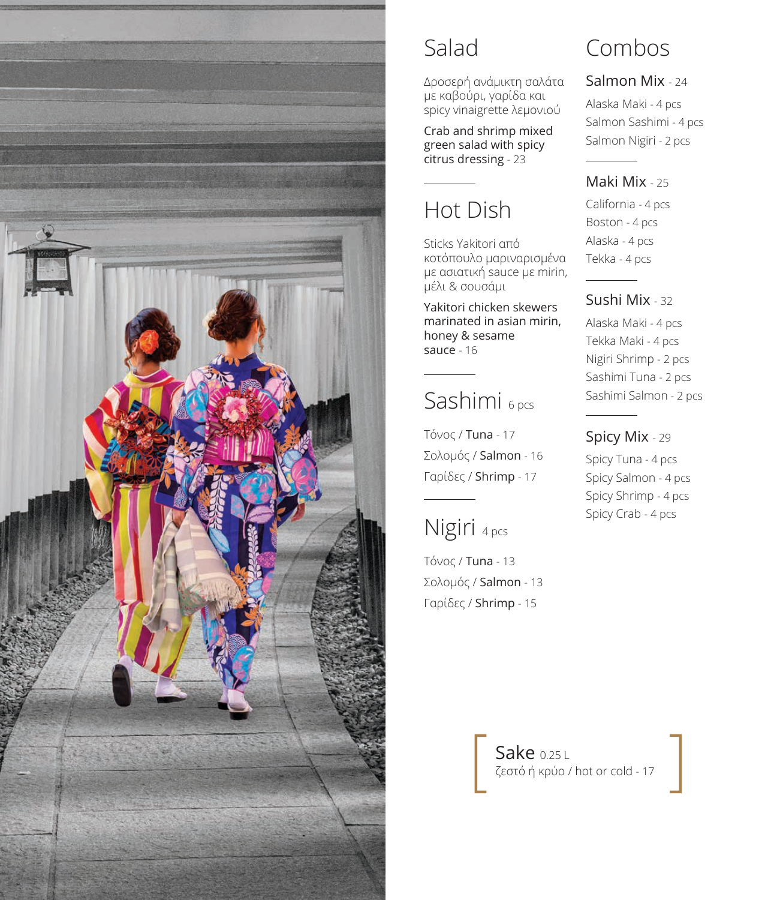## Salad

Δροσερή ανάμικτη σαλάτα με καβούρι, γαρίδα και spicy vinaigrette λεμονιού

**Crab and shrimp mixed green salad with spicy citrus dressing** - 23

---

## Hot Dish

Sticks Yakitori από κοτόπουλο μαριναρισμένα με ασιατική sauce με mirin, μέλι & σουσάμι

**Yakitori chicken skewers marinated in asian mirin, honey & sesame sauce** - 16

---

## Sashimi 6 pcs

Τόνος / **Tuna** - 17

Σολομός / **Salmon** - 16

Γαρίδες / **Shrimp** - 17

---

## Nigiri 4 pcs

Τόνος / **Tuna** - 13

Σολομός / **Salmon** - 13

Γαρίδες / **Shrimp** - 15

## Combos

### Salmon Mix - 24

Alaska Maki - 4 pcs
Salmon Sashimi - 4 pcs
Salmon Nigiri - 2 pcs

---

### Maki Mix - 25

California - 4 pcs
Boston - 4 pcs
Alaska - 4 pcs
Tekka - 4 pcs

---

### Sushi Mix - 32

Alaska Maki - 4 pcs
Tekka Maki - 4 pcs
Nigiri Shrimp - 2 pcs
Sashimi Tuna - 2 pcs
Sashimi Salmon - 2 pcs

---

### Spicy Mix - 29

Spicy Tuna - 4 pcs
Spicy Salmon - 4 pcs
Spicy Shrimp - 4 pcs
Spicy Crab - 4 pcs

**Sake** 0.25 L
ζεστό ή κρύο / hot or cold - 17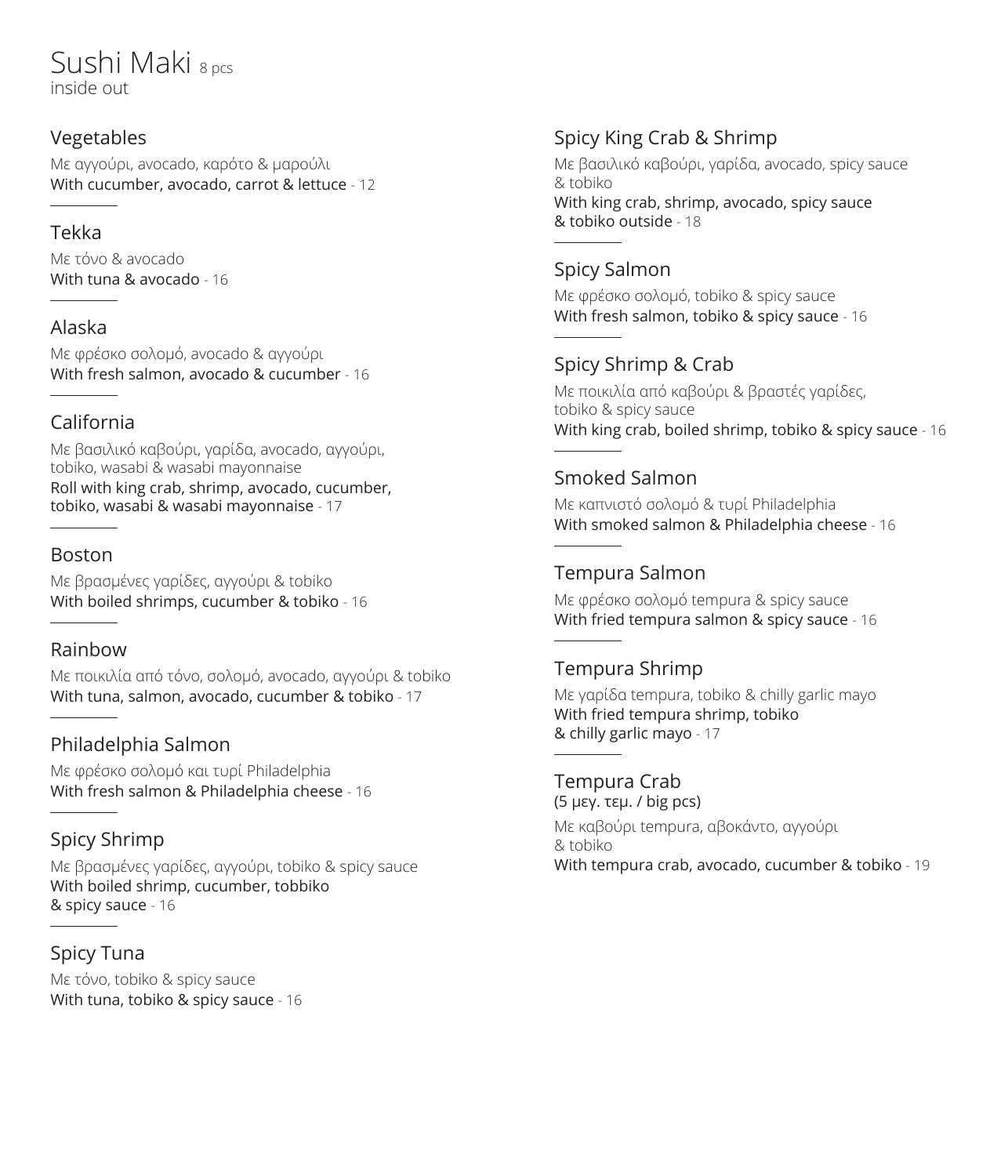# Sushi Maki 8 pcs

inside out

### Vegetables

Με αγγούρι, avocado, καρότο & μαρούλι

With cucumber, avocado, carrot & lettuce - 12

---

### Tekka

Με τόνο & avocado

With tuna & avocado - 16

---

### Alaska

Με φρέσκο σολομό, avocado & αγγούρι

With fresh salmon, avocado & cucumber - 16

---

### California

Με βασιλικό καβούρι, γαρίδα, avocado, αγγούρι, tobiko, wasabi & wasabi mayonnaise

Roll with king crab, shrimp, avocado, cucumber, tobiko, wasabi & wasabi mayonnaise - 17

---

### Boston

Με βρασμένες γαρίδες, αγγούρι & tobiko

With boiled shrimps, cucumber & tobiko - 16

---

### Rainbow

Με ποικιλία από τόνο, σολομό, avocado, αγγούρι & tobiko

With tuna, salmon, avocado, cucumber & tobiko - 17

---

### Philadelphia Salmon

Με φρέσκο σολομό και τυρί Philadelphia

With fresh salmon & Philadelphia cheese - 16

---

### Spicy Shrimp

Με βρασμένες γαρίδες, αγγούρι, tobiko & spicy sauce

With boiled shrimp, cucumber, tobbiko & spicy sauce - 16

---

### Spicy Tuna

Με τόνο, tobiko & spicy sauce

With tuna, tobiko & spicy sauce - 16

### Spicy King Crab & Shrimp

Με βασιλικό καβούρι, γαρίδα, avocado, spicy sauce & tobiko

With king crab, shrimp, avocado, spicy sauce & tobiko outside - 18

---

### Spicy Salmon

Με φρέσκο σολομό, tobiko & spicy sauce

With fresh salmon, tobiko & spicy sauce - 16

---

### Spicy Shrimp & Crab

Με ποικιλία από καβούρι & βραστές γαρίδες, tobiko & spicy sauce

With king crab, boiled shrimp, tobiko & spicy sauce - 16

---

### Smoked Salmon

Με καπνιστό σολομό & τυρί Philadelphia

With smoked salmon & Philadelphia cheese - 16

---

### Tempura Salmon

Με φρέσκο σολομό tempura & spicy sauce

With fried tempura salmon & spicy sauce - 16

---

### Tempura Shrimp

Με γαρίδα tempura, tobiko & chilly garlic mayo

With fried tempura shrimp, tobiko & chilly garlic mayo - 17

---

### Tempura Crab

(5 μεγ. τεμ. / big pcs)

Με καβούρι tempura, αβοκάντο, αγγούρι & tobiko

With tempura crab, avocado, cucumber & tobiko - 19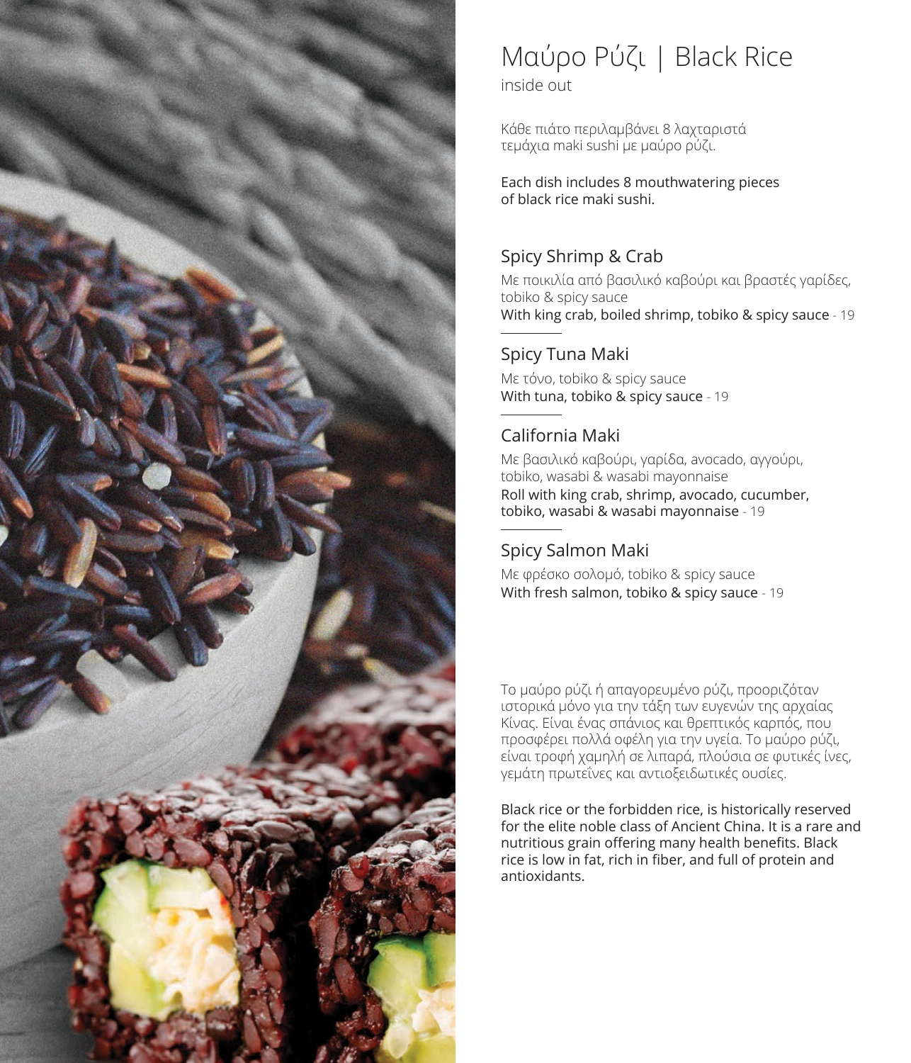# Μαύρο Ρύζι | Black Rice

inside out

Κάθε πιάτο περιλαμβάνει 8 λαχταριστά τεμάχια maki sushi με μαύρο ρύζι.

Each dish includes 8 mouthwatering pieces of black rice maki sushi.

## Spicy Shrimp & Crab

Με ποικιλία από βασιλικό καβούρι και βραστές γαρίδες, tobiko & spicy sauce
With king crab, boiled shrimp, tobiko & spicy sauce - 19

## Spicy Tuna Maki

Με τόνο, tobiko & spicy sauce
With tuna, tobiko & spicy sauce - 19

## California Maki

Με βασιλικό καβούρι, γαρίδα, avocado, αγγούρι, tobiko, wasabi & wasabi mayonnaise
Roll with king crab, shrimp, avocado, cucumber, tobiko, wasabi & wasabi mayonnaise - 19

## Spicy Salmon Maki

Με φρέσκο σολομό, tobiko & spicy sauce
With fresh salmon, tobiko & spicy sauce - 19

Το μαύρο ρύζι ή απαγορευμένο ρύζι, προοριζόταν ιστορικά μόνο για την τάξη των ευγενών της αρχαίας Κίνας. Είναι ένας σπάνιος και θρεπτικός καρπός, που προσφέρει πολλά οφέλη για την υγεία. Το μαύρο ρύζι, είναι τροφή χαμηλή σε λιπαρά, πλούσια σε φυτικές ίνες, γεμάτη πρωτεΐνες και αντιοξειδωτικές ουσίες.

Black rice or the forbidden rice, is historically reserved for the elite noble class of Ancient China. It is a rare and nutritious grain offering many health benefits. Black rice is low in fat, rich in fiber, and full of protein and antioxidants.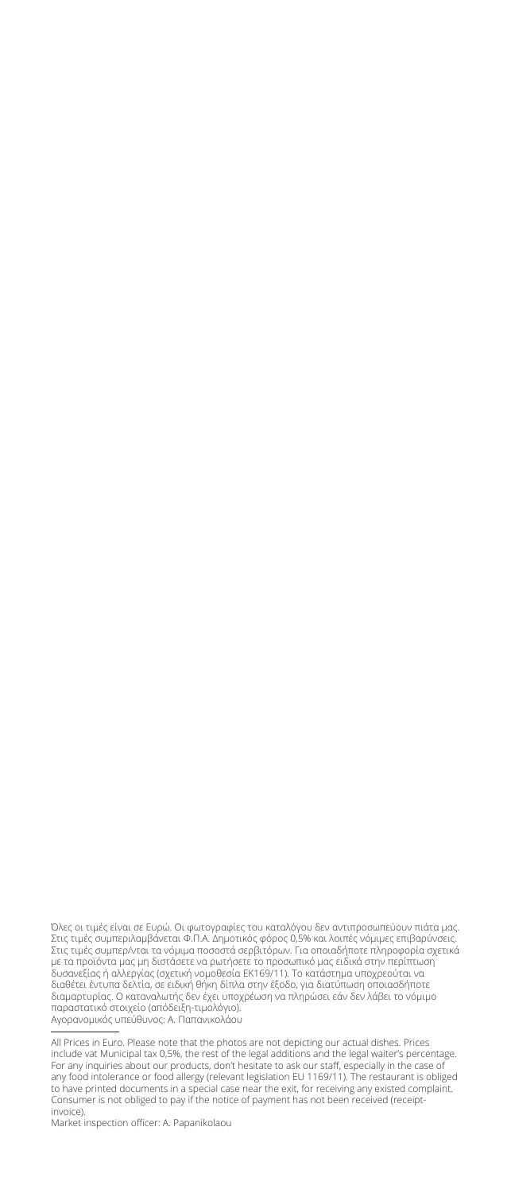Όλες οι τιμές είναι σε Ευρώ. Οι φωτογραφίες του καταλόγου δεν αντιπροσωπεύουν πιάτα μας. Στις τιμές συμπεριλαμβάνεται Φ.Π.Α. Δημοτικός φόρος 0,5% και λοιπές νόμιμες επιβαρύνσεις. Στις τιμές συμπερ/νται τα νόμιμα ποσοστά σερβιτόρων. Για οποιαδήποτε πληροφορία σχετικά με τα προϊόντα μας μη διστάσετε να ρωτήσετε το προσωπικό μας ειδικά στην περίπτωση δυσανεξίας ή αλλεργίας (σχετική νομοθεσία ΕΚ169/11). Το κατάστημα υποχρεούται να διαθέτει έντυπα δελτία, σε ειδική θήκη δίπλα στην έξοδο, για διατύπωση οποιασδήποτε διαμαρτυρίας. Ο καταναλωτής δεν έχει υποχρέωση να πληρώσει εάν δεν λάβει το νόμιμο παραστατικό στοιχείο (απόδειξη-τιμολόγιο).
Αγορανομικός υπεύθυνος: Α. Παπανικολάου

---

All Prices in Euro. Please note that the photos are not depicting our actual dishes. Prices include vat Municipal tax 0,5%, the rest of the legal additions and the legal waiter's percentage. For any inquiries about our products, don't hesitate to ask our staff, especially in the case of any food intolerance or food allergy (relevant legislation EU 1169/11). The restaurant is obliged to have printed documents in a special case near the exit, for receiving any existed complaint. Consumer is not obliged to pay if the notice of payment has not been received (receipt-invoice).
Market inspection officer: A. Papanikolaou